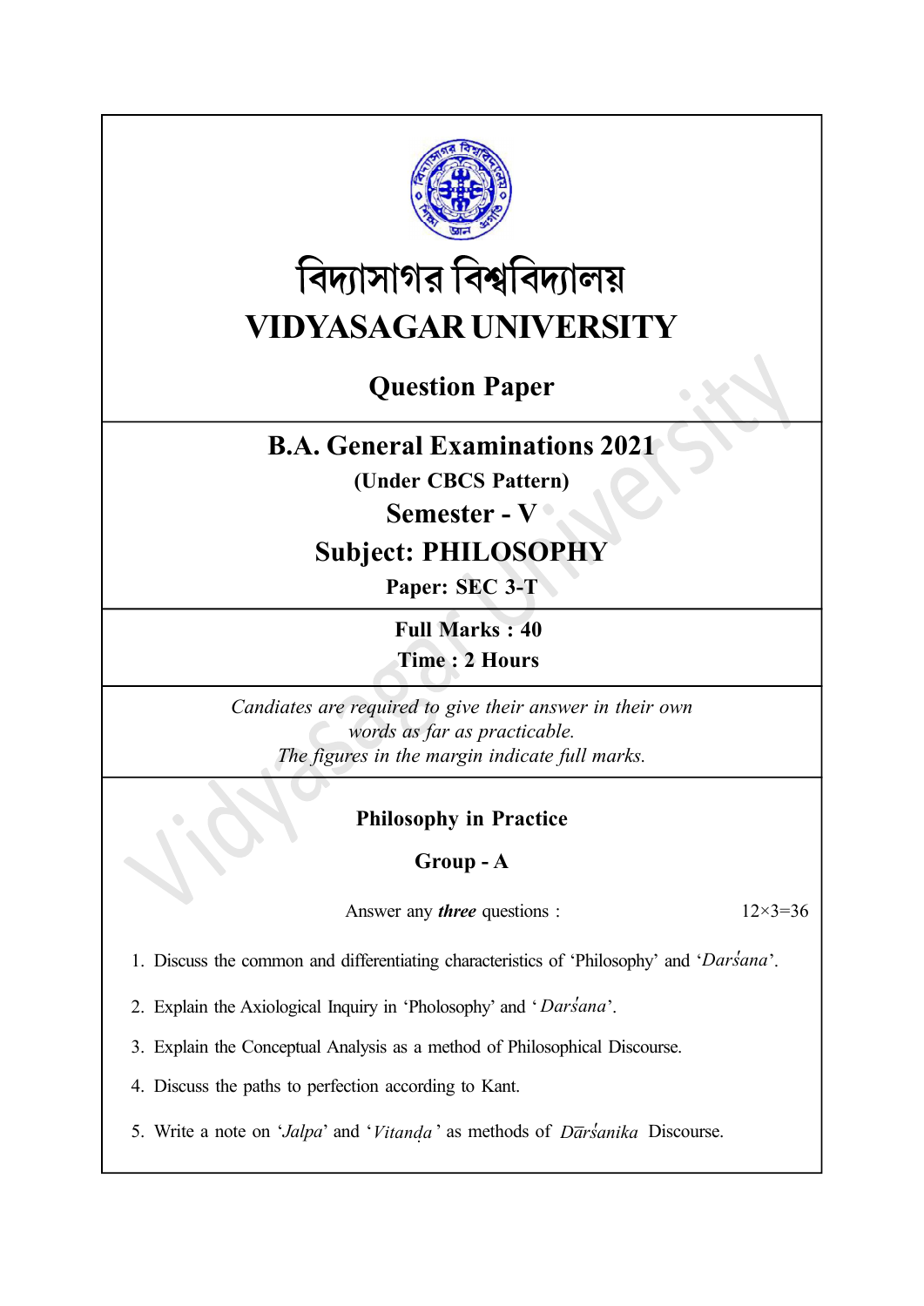# বিদ্যাসাগর বিশ্ববিদ্যালয়
# VIDYASAGAR UNIVERSITY

## Question Paper

## B.A. General Examinations 2021

**(Under CBCS Pattern)**

**Semester - V**

**Subject: PHILOSOPHY**

**Paper: SEC 3-T**

**Full Marks : 40**
**Time : 2 Hours**

*Candiates are required to give their answer in their own words as far as practicable.*
*The figures in the margin indicate full marks.*

### Philosophy in Practice

### Group - A

Answer any ***three*** questions : 12×3=36

1. Discuss the common and differentiating characteristics of 'Philosophy' and '*Darśana*'.

2. Explain the Axiological Inquiry in 'Pholosophy' and '*Darśana*'.

3. Explain the Conceptual Analysis as a method of Philosophical Discourse.

4. Discuss the paths to perfection according to Kant.

5. Write a note on '*Jalpa*' and '*Vitaṇḍa*' as methods of *Dārśanika* Discourse.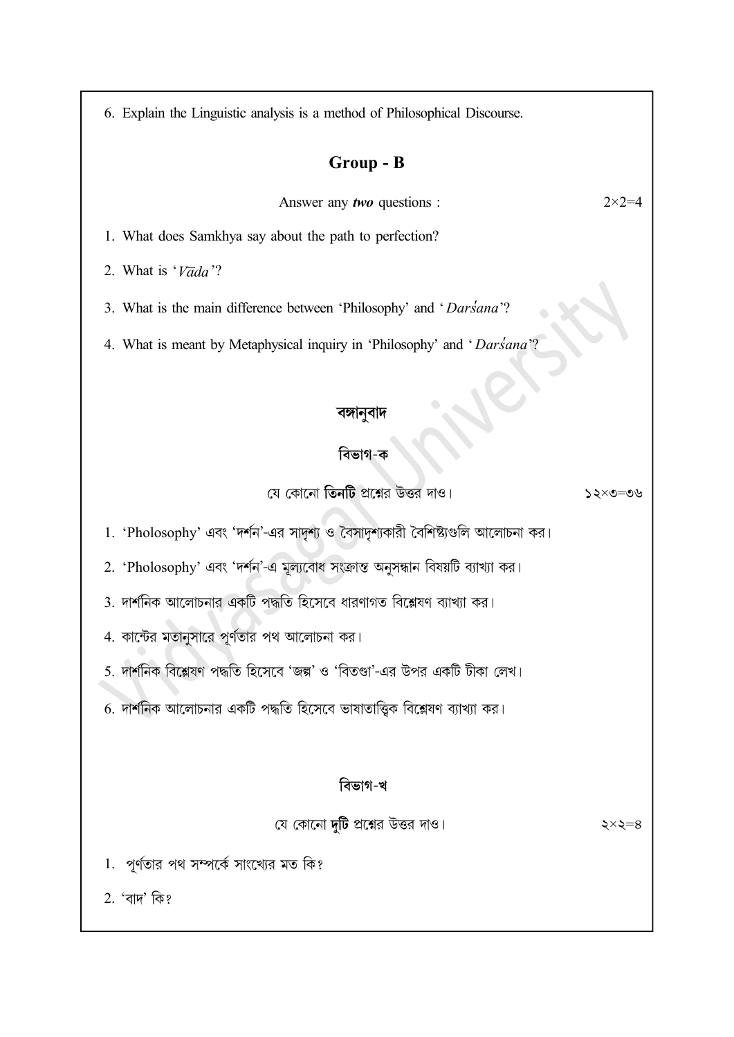6. Explain the Linguistic analysis is a method of Philosophical Discourse.

## Group - B

Answer any ***two*** questions : 2×2=4

1. What does Samkhya say about the path to perfection?
2. What is '*Vāda*'?
3. What is the main difference between 'Philosophy' and '*Darśana*'?
4. What is meant by Metaphysical inquiry in 'Philosophy' and '*Darśana*'?

## বঙ্গানুবাদ

### বিভাগ-ক

যে কোনো **তিনটি** প্রশ্নের উত্তর দাও। ১২×৩=৩৬

1. 'Pholosophy' এবং 'দর্শন'-এর সাদৃশ্য ও বৈসাদৃশ্যকারী বৈশিষ্ট্যগুলি আলোচনা কর।
2. 'Pholosophy' এবং 'দর্শন'-এ মূল্যবোধ সংক্রান্ত অনুসন্ধান বিষয়টি ব্যাখ্যা কর।
3. দার্শনিক আলোচনার একটি পদ্ধতি হিসেবে ধারণাগত বিশ্লেষণ ব্যাখ্যা কর।
4. কান্টের মতানুসারে পূর্ণতার পথ আলোচনা কর।
5. দার্শনিক বিশ্লেষণ পদ্ধতি হিসেবে 'জল্প' ও 'বিতণ্ডা'-এর উপর একটি টীকা লেখ।
6. দার্শনিক আলোচনার একটি পদ্ধতি হিসেবে ভাষাতাত্ত্বিক বিশ্লেষণ ব্যাখ্যা কর।

### বিভাগ-খ

যে কোনো **দুটি** প্রশ্নের উত্তর দাও। ২×২=৪

1. পূর্ণতার পথ সম্পর্কে সাংখ্যের মত কি?
2. 'বাদ' কি?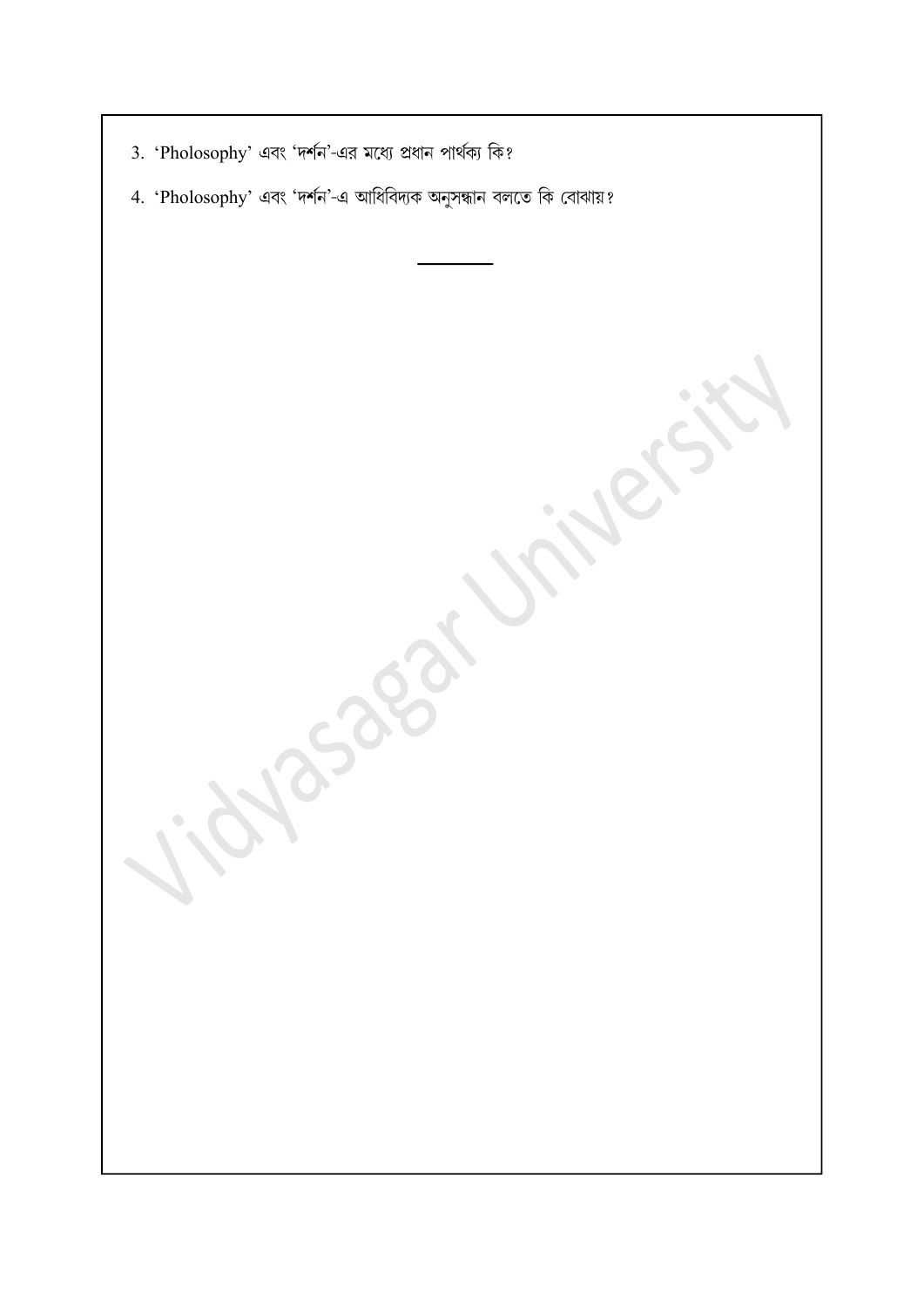3. ‘Pholosophy’ এবং ‘দর্শন’-এর মধ্যে প্রধান পার্থক্য কি?

4. ‘Pholosophy’ এবং ‘দর্শন’-এ আধিবিদ্যক অনুসন্ধান বলতে কি বোঝায়?

---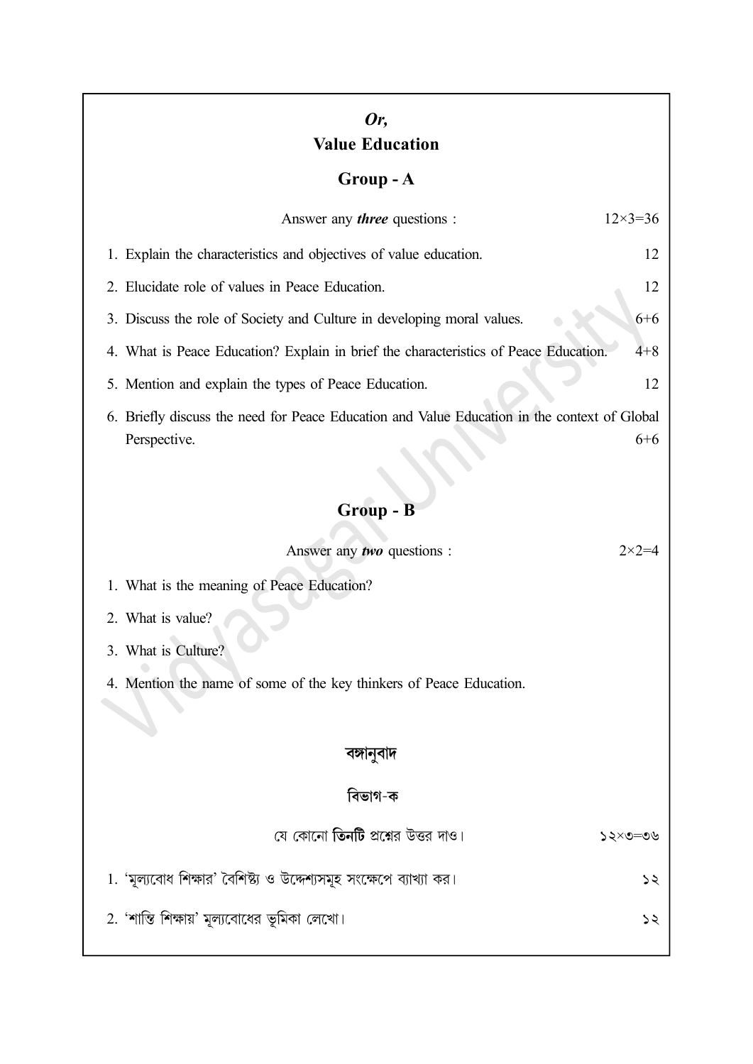*Or,*

## Value Education

### Group - A

Answer any ***three*** questions : 12×3=36

1. Explain the characteristics and objectives of value education. 12
2. Elucidate role of values in Peace Education. 12
3. Discuss the role of Society and Culture in developing moral values. 6+6
4. What is Peace Education? Explain in brief the characteristics of Peace Education. 4+8
5. Mention and explain the types of Peace Education. 12
6. Briefly discuss the need for Peace Education and Value Education in the context of Global Perspective. 6+6

### Group - B

Answer any ***two*** questions : 2×2=4

1. What is the meaning of Peace Education?
2. What is value?
3. What is Culture?
4. Mention the name of some of the key thinkers of Peace Education.

### বঙ্গানুবাদ

### বিভাগ-ক

যে কোনো **তিনটি** প্রশ্নের উত্তর দাও। ১২×৩=৩৬

1. 'মূল্যবোধ শিক্ষার' বৈশিষ্ট্য ও উদ্দেশ্যসমূহ সংক্ষেপে ব্যাখ্যা কর। ১২
2. 'শান্তি শিক্ষায়' মূল্যবোধের ভূমিকা লেখো। ১২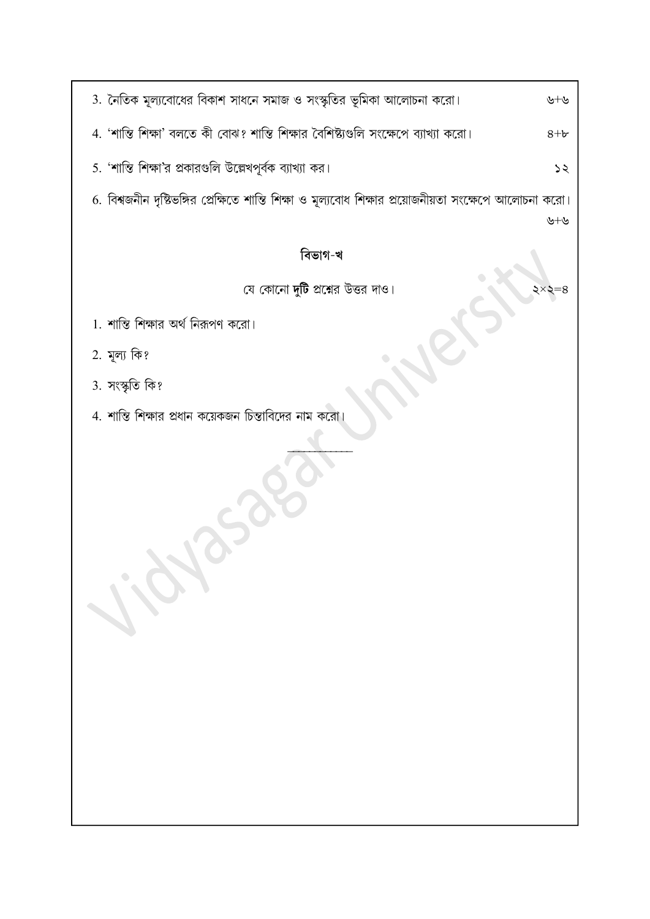3. নৈতিক মূল্যবোধের বিকাশ সাধনে সমাজ ও সংস্কৃতির ভূমিকা আলোচনা করো। ৬+৬

4. 'শান্তি শিক্ষা' বলতে কী বোঝ? শান্তি শিক্ষার বৈশিষ্ট্যগুলি সংক্ষেপে ব্যাখ্যা করো। ৪+৮

5. 'শান্তি শিক্ষা'র প্রকারগুলি উল্লেখপূর্বক ব্যাখ্যা কর। ১২

6. বিশ্বজনীন দৃষ্টিভঙ্গির প্রেক্ষিতে শান্তি শিক্ষা ও মূল্যবোধ শিক্ষার প্রয়োজনীয়তা সংক্ষেপে আলোচনা করো। ৬+৬

## বিভাগ-খ

যে কোনো **দুটি** প্রশ্নের উত্তর দাও। ২×২=৪

1. শান্তি শিক্ষার অর্থ নিরূপণ করো।

2. মূল্য কি?

3. সংস্কৃতি কি?

4. শান্তি শিক্ষার প্রধান কয়েকজন চিন্তাবিদের নাম করো।

---